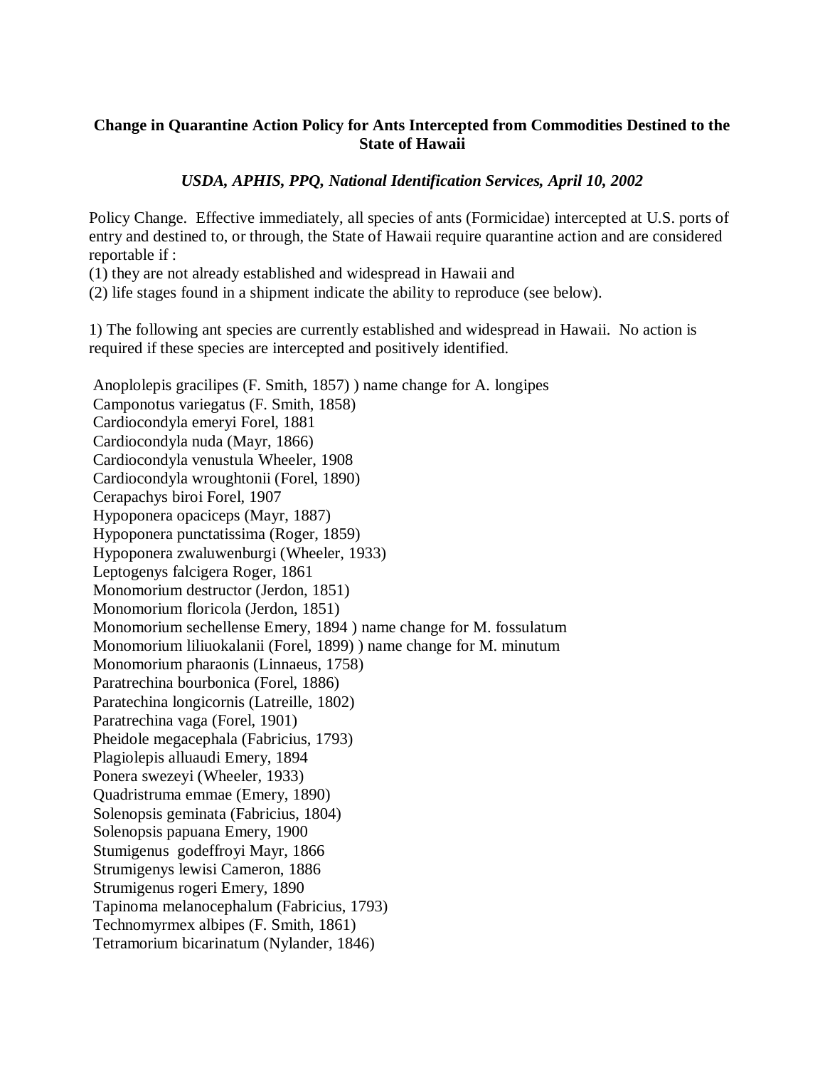**Change in Quarantine Action Policy for Ants Intercepted from Commodities Destined to the State of Hawaii**

***USDA, APHIS, PPQ, National Identification Services, April 10, 2002***

Policy Change. Effective immediately, all species of ants (Formicidae) intercepted at U.S. ports of entry and destined to, or through, the State of Hawaii require quarantine action and are considered reportable if :
(1) they are not already established and widespread in Hawaii and
(2) life stages found in a shipment indicate the ability to reproduce (see below).

1) The following ant species are currently established and widespread in Hawaii. No action is required if these species are intercepted and positively identified.

Anoplolepis gracilipes (F. Smith, 1857) ) name change for A. longipes
Camponotus variegatus (F. Smith, 1858)
Cardiocondyla emeryi Forel, 1881
Cardiocondyla nuda (Mayr, 1866)
Cardiocondyla venustula Wheeler, 1908
Cardiocondyla wroughtonii (Forel, 1890)
Cerapachys biroi Forel, 1907
Hypoponera opaciceps (Mayr, 1887)
Hypoponera punctatissima (Roger, 1859)
Hypoponera zwaluwenburgi (Wheeler, 1933)
Leptogenys falcigera Roger, 1861
Monomorium destructor (Jerdon, 1851)
Monomorium floricola (Jerdon, 1851)
Monomorium sechellense Emery, 1894 ) name change for M. fossulatum
Monomorium liliuokalanii (Forel, 1899) ) name change for M. minutum
Monomorium pharaonis (Linnaeus, 1758)
Paratrechina bourbonica (Forel, 1886)
Paratechina longicornis (Latreille, 1802)
Paratrechina vaga (Forel, 1901)
Pheidole megacephala (Fabricius, 1793)
Plagiolepis alluaudi Emery, 1894
Ponera swezeyi (Wheeler, 1933)
Quadristruma emmae (Emery, 1890)
Solenopsis geminata (Fabricius, 1804)
Solenopsis papuana Emery, 1900
Stumigenus godeffroyi Mayr, 1866
Strumigenys lewisi Cameron, 1886
Strumigenus rogeri Emery, 1890
Tapinoma melanocephalum (Fabricius, 1793)
Technomyrmex albipes (F. Smith, 1861)
Tetramorium bicarinatum (Nylander, 1846)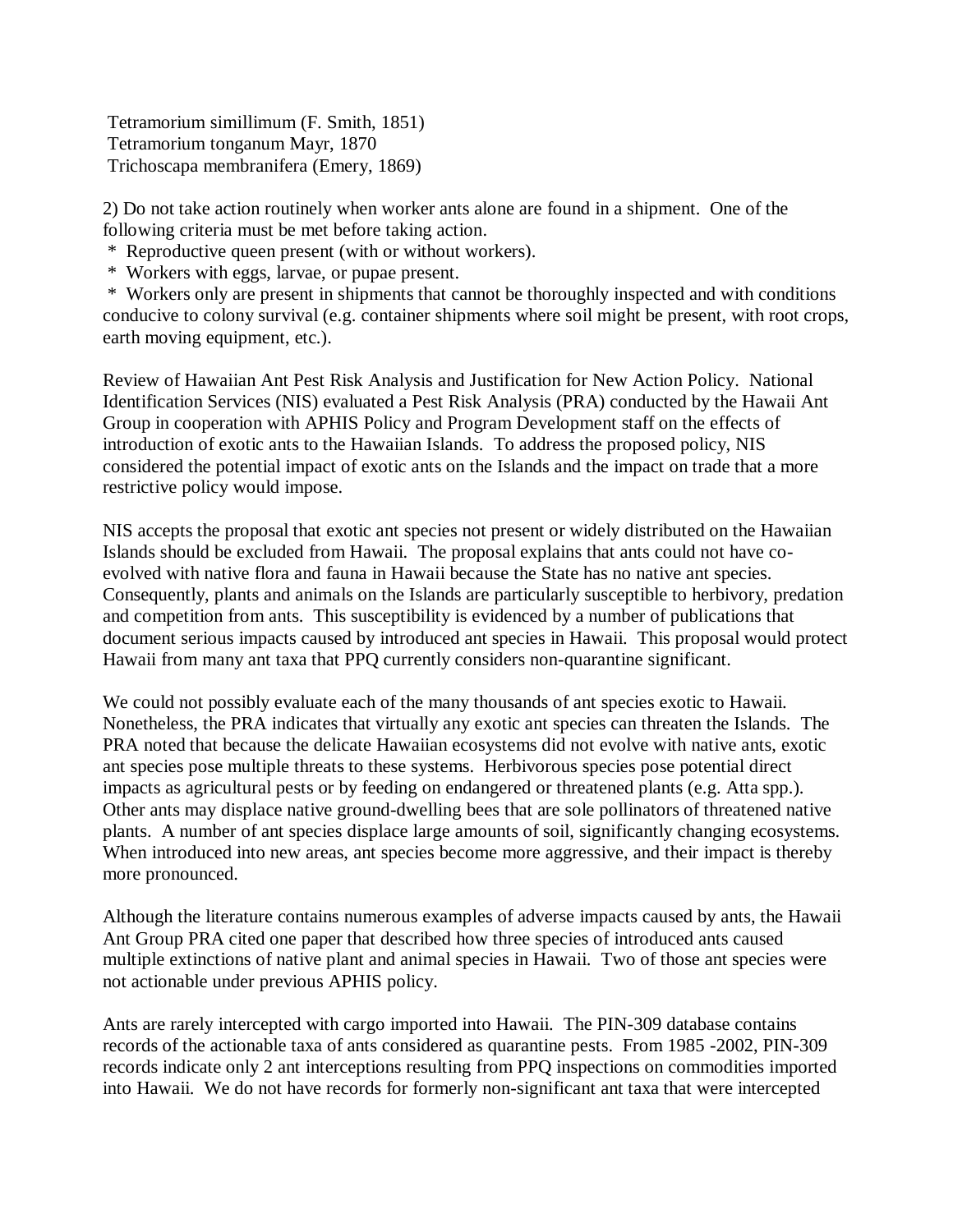Tetramorium simillimum (F. Smith, 1851)
Tetramorium tonganum Mayr, 1870
Trichoscapa membranifera (Emery, 1869)

2) Do not take action routinely when worker ants alone are found in a shipment. One of the following criteria must be met before taking action.

* Reproductive queen present (with or without workers).
* Workers with eggs, larvae, or pupae present.
* Workers only are present in shipments that cannot be thoroughly inspected and with conditions conducive to colony survival (e.g. container shipments where soil might be present, with root crops, earth moving equipment, etc.).

Review of Hawaiian Ant Pest Risk Analysis and Justification for New Action Policy. National Identification Services (NIS) evaluated a Pest Risk Analysis (PRA) conducted by the Hawaii Ant Group in cooperation with APHIS Policy and Program Development staff on the effects of introduction of exotic ants to the Hawaiian Islands. To address the proposed policy, NIS considered the potential impact of exotic ants on the Islands and the impact on trade that a more restrictive policy would impose.

NIS accepts the proposal that exotic ant species not present or widely distributed on the Hawaiian Islands should be excluded from Hawaii. The proposal explains that ants could not have co-evolved with native flora and fauna in Hawaii because the State has no native ant species. Consequently, plants and animals on the Islands are particularly susceptible to herbivory, predation and competition from ants. This susceptibility is evidenced by a number of publications that document serious impacts caused by introduced ant species in Hawaii. This proposal would protect Hawaii from many ant taxa that PPQ currently considers non-quarantine significant.

We could not possibly evaluate each of the many thousands of ant species exotic to Hawaii. Nonetheless, the PRA indicates that virtually any exotic ant species can threaten the Islands. The PRA noted that because the delicate Hawaiian ecosystems did not evolve with native ants, exotic ant species pose multiple threats to these systems. Herbivorous species pose potential direct impacts as agricultural pests or by feeding on endangered or threatened plants (e.g. Atta spp.). Other ants may displace native ground-dwelling bees that are sole pollinators of threatened native plants. A number of ant species displace large amounts of soil, significantly changing ecosystems. When introduced into new areas, ant species become more aggressive, and their impact is thereby more pronounced.

Although the literature contains numerous examples of adverse impacts caused by ants, the Hawaii Ant Group PRA cited one paper that described how three species of introduced ants caused multiple extinctions of native plant and animal species in Hawaii. Two of those ant species were not actionable under previous APHIS policy.

Ants are rarely intercepted with cargo imported into Hawaii. The PIN-309 database contains records of the actionable taxa of ants considered as quarantine pests. From 1985 -2002, PIN-309 records indicate only 2 ant interceptions resulting from PPQ inspections on commodities imported into Hawaii. We do not have records for formerly non-significant ant taxa that were intercepted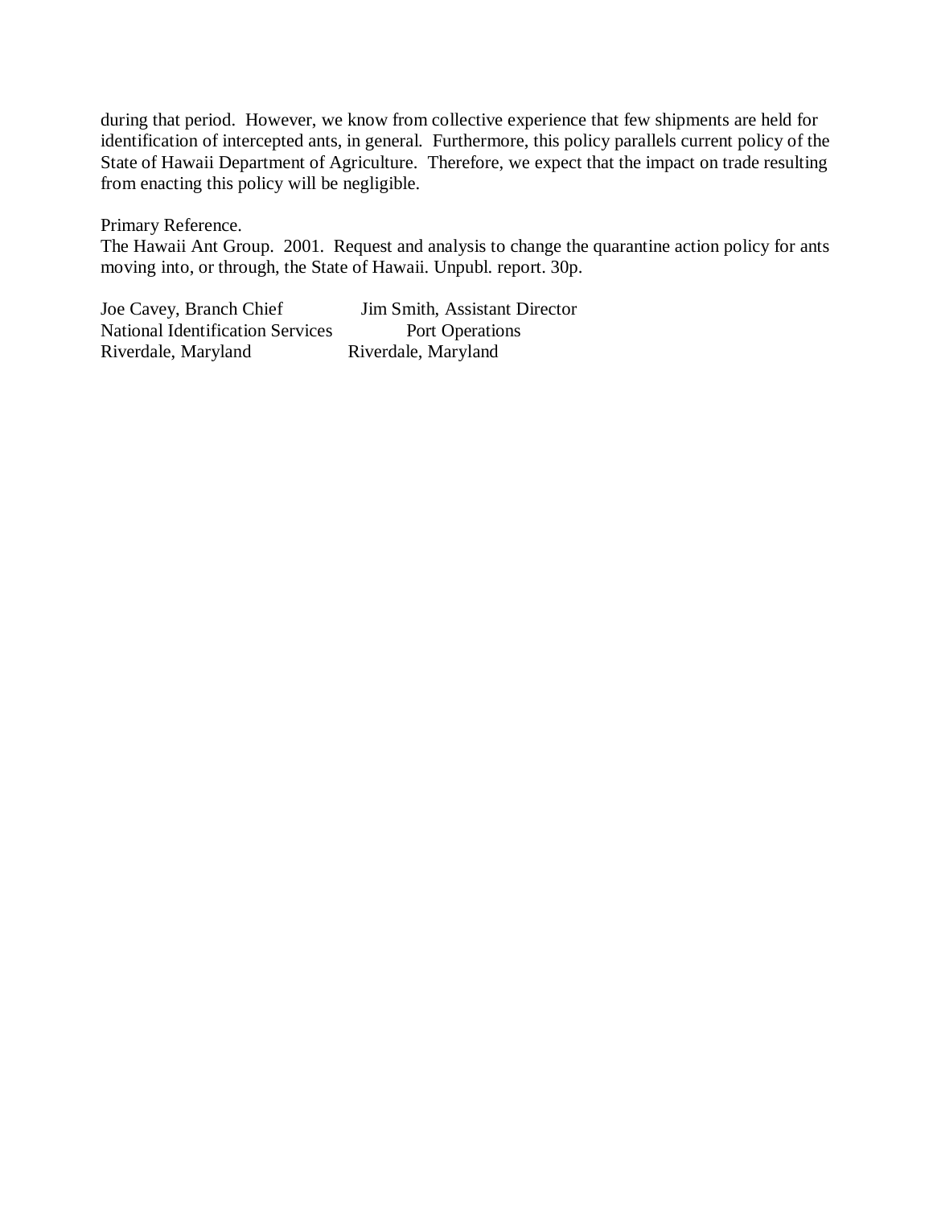during that period. However, we know from collective experience that few shipments are held for identification of intercepted ants, in general. Furthermore, this policy parallels current policy of the State of Hawaii Department of Agriculture. Therefore, we expect that the impact on trade resulting from enacting this policy will be negligible.

Primary Reference.

The Hawaii Ant Group. 2001. Request and analysis to change the quarantine action policy for ants moving into, or through, the State of Hawaii. Unpubl. report. 30p.

Joe Cavey, Branch Chief
National Identification Services
Riverdale, Maryland

Jim Smith, Assistant Director
Port Operations
Riverdale, Maryland